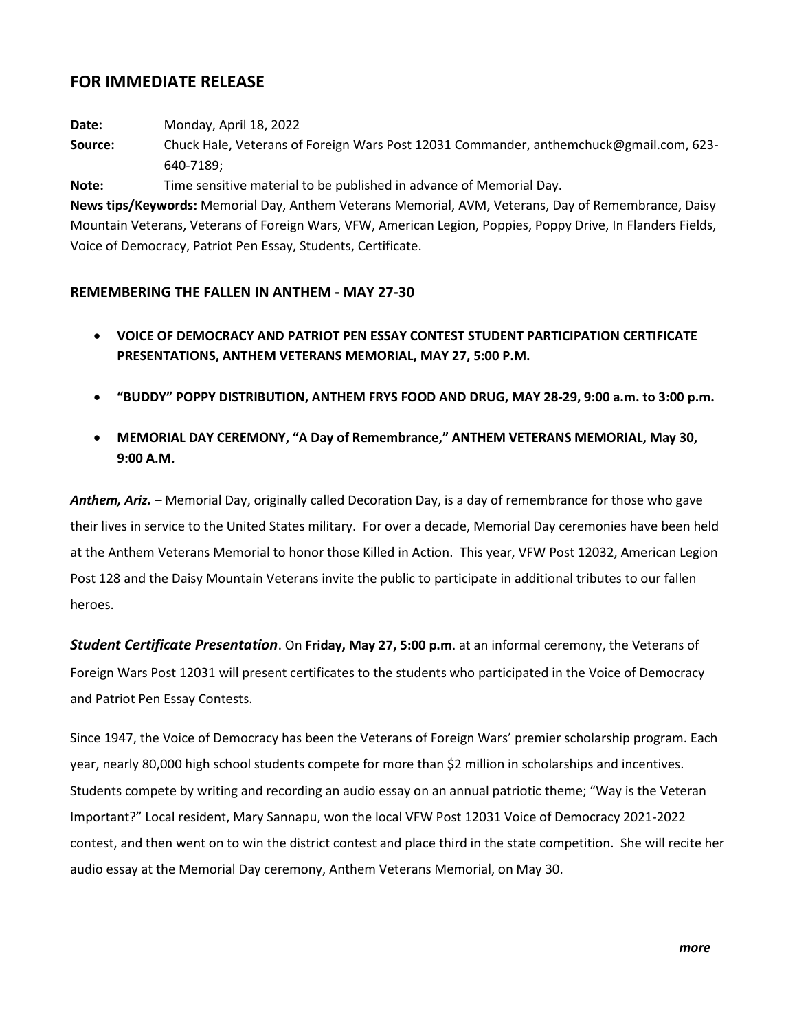## FOR IMMEDIATE RELEASE

**Date:** Monday, April 18, 2022

**Source:** Chuck Hale, Veterans of Foreign Wars Post 12031 Commander, anthemchuck@gmail.com, 623-640-7189;

**Note:** Time sensitive material to be published in advance of Memorial Day.

**News tips/Keywords:** Memorial Day, Anthem Veterans Memorial, AVM, Veterans, Day of Remembrance, Daisy Mountain Veterans, Veterans of Foreign Wars, VFW, American Legion, Poppies, Poppy Drive, In Flanders Fields, Voice of Democracy, Patriot Pen Essay, Students, Certificate.

### REMEMBERING THE FALLEN IN ANTHEM - MAY 27-30

- **VOICE OF DEMOCRACY AND PATRIOT PEN ESSAY CONTEST STUDENT PARTICIPATION CERTIFICATE PRESENTATIONS, ANTHEM VETERANS MEMORIAL, MAY 27, 5:00 P.M.**
- **"BUDDY" POPPY DISTRIBUTION, ANTHEM FRYS FOOD AND DRUG, MAY 28-29, 9:00 a.m. to 3:00 p.m.**
- **MEMORIAL DAY CEREMONY, "A Day of Remembrance," ANTHEM VETERANS MEMORIAL, May 30, 9:00 A.M.**

***Anthem, Ariz.*** – Memorial Day, originally called Decoration Day, is a day of remembrance for those who gave their lives in service to the United States military. For over a decade, Memorial Day ceremonies have been held at the Anthem Veterans Memorial to honor those Killed in Action. This year, VFW Post 12032, American Legion Post 128 and the Daisy Mountain Veterans invite the public to participate in additional tributes to our fallen heroes.

***Student Certificate Presentation***. On **Friday, May 27, 5:00 p.m**. at an informal ceremony, the Veterans of Foreign Wars Post 12031 will present certificates to the students who participated in the Voice of Democracy and Patriot Pen Essay Contests.

Since 1947, the Voice of Democracy has been the Veterans of Foreign Wars' premier scholarship program. Each year, nearly 80,000 high school students compete for more than $2 million in scholarships and incentives. Students compete by writing and recording an audio essay on an annual patriotic theme; "Way is the Veteran Important?" Local resident, Mary Sannapu, won the local VFW Post 12031 Voice of Democracy 2021-2022 contest, and then went on to win the district contest and place third in the state competition. She will recite her audio essay at the Memorial Day ceremony, Anthem Veterans Memorial, on May 30.

*more*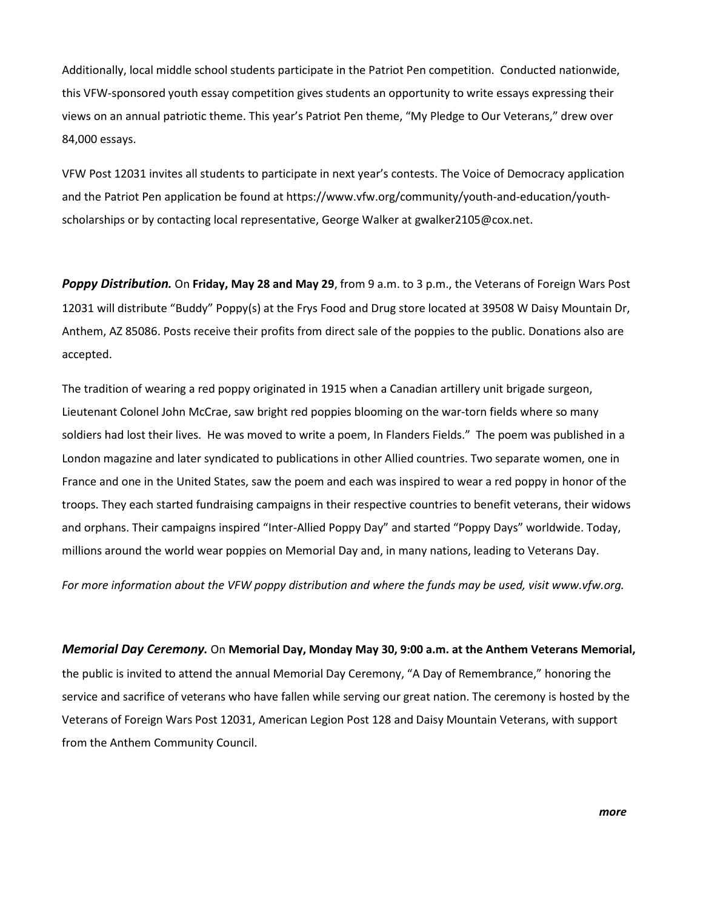Additionally, local middle school students participate in the Patriot Pen competition. Conducted nationwide, this VFW-sponsored youth essay competition gives students an opportunity to write essays expressing their views on an annual patriotic theme. This year's Patriot Pen theme, "My Pledge to Our Veterans," drew over 84,000 essays.

VFW Post 12031 invites all students to participate in next year's contests. The Voice of Democracy application and the Patriot Pen application be found at https://www.vfw.org/community/youth-and-education/youth-scholarships or by contacting local representative, George Walker at gwalker2105@cox.net.

***Poppy Distribution.*** On **Friday, May 28 and May 29**, from 9 a.m. to 3 p.m., the Veterans of Foreign Wars Post 12031 will distribute "Buddy" Poppy(s) at the Frys Food and Drug store located at 39508 W Daisy Mountain Dr, Anthem, AZ 85086. Posts receive their profits from direct sale of the poppies to the public. Donations also are accepted.

The tradition of wearing a red poppy originated in 1915 when a Canadian artillery unit brigade surgeon, Lieutenant Colonel John McCrae, saw bright red poppies blooming on the war-torn fields where so many soldiers had lost their lives. He was moved to write a poem, In Flanders Fields." The poem was published in a London magazine and later syndicated to publications in other Allied countries. Two separate women, one in France and one in the United States, saw the poem and each was inspired to wear a red poppy in honor of the troops. They each started fundraising campaigns in their respective countries to benefit veterans, their widows and orphans. Their campaigns inspired "Inter-Allied Poppy Day" and started "Poppy Days" worldwide. Today, millions around the world wear poppies on Memorial Day and, in many nations, leading to Veterans Day.

*For more information about the VFW poppy distribution and where the funds may be used, visit www.vfw.org.*

***Memorial Day Ceremony.*** On **Memorial Day, Monday May 30, 9:00 a.m. at the Anthem Veterans Memorial,** the public is invited to attend the annual Memorial Day Ceremony, "A Day of Remembrance," honoring the service and sacrifice of veterans who have fallen while serving our great nation. The ceremony is hosted by the Veterans of Foreign Wars Post 12031, American Legion Post 128 and Daisy Mountain Veterans, with support from the Anthem Community Council.

***more***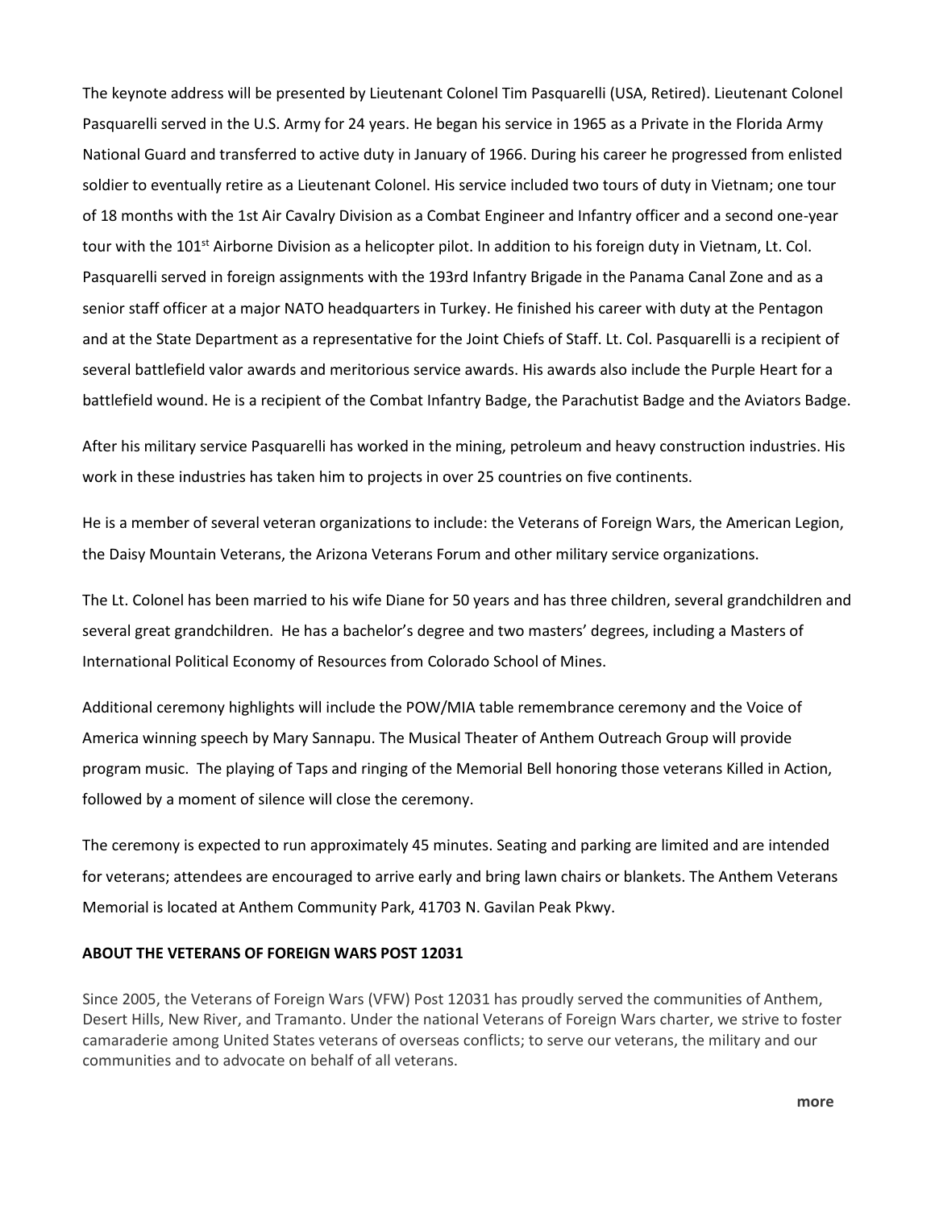The keynote address will be presented by Lieutenant Colonel Tim Pasquarelli (USA, Retired). Lieutenant Colonel Pasquarelli served in the U.S. Army for 24 years. He began his service in 1965 as a Private in the Florida Army National Guard and transferred to active duty in January of 1966. During his career he progressed from enlisted soldier to eventually retire as a Lieutenant Colonel. His service included two tours of duty in Vietnam; one tour of 18 months with the 1st Air Cavalry Division as a Combat Engineer and Infantry officer and a second one-year tour with the 101st Airborne Division as a helicopter pilot. In addition to his foreign duty in Vietnam, Lt. Col. Pasquarelli served in foreign assignments with the 193rd Infantry Brigade in the Panama Canal Zone and as a senior staff officer at a major NATO headquarters in Turkey. He finished his career with duty at the Pentagon and at the State Department as a representative for the Joint Chiefs of Staff. Lt. Col. Pasquarelli is a recipient of several battlefield valor awards and meritorious service awards. His awards also include the Purple Heart for a battlefield wound. He is a recipient of the Combat Infantry Badge, the Parachutist Badge and the Aviators Badge.

After his military service Pasquarelli has worked in the mining, petroleum and heavy construction industries. His work in these industries has taken him to projects in over 25 countries on five continents.

He is a member of several veteran organizations to include: the Veterans of Foreign Wars, the American Legion, the Daisy Mountain Veterans, the Arizona Veterans Forum and other military service organizations.

The Lt. Colonel has been married to his wife Diane for 50 years and has three children, several grandchildren and several great grandchildren. He has a bachelor's degree and two masters' degrees, including a Masters of International Political Economy of Resources from Colorado School of Mines.

Additional ceremony highlights will include the POW/MIA table remembrance ceremony and the Voice of America winning speech by Mary Sannapu. The Musical Theater of Anthem Outreach Group will provide program music. The playing of Taps and ringing of the Memorial Bell honoring those veterans Killed in Action, followed by a moment of silence will close the ceremony.

The ceremony is expected to run approximately 45 minutes. Seating and parking are limited and are intended for veterans; attendees are encouraged to arrive early and bring lawn chairs or blankets. The Anthem Veterans Memorial is located at Anthem Community Park, 41703 N. Gavilan Peak Pkwy.

**ABOUT THE VETERANS OF FOREIGN WARS POST 12031**

Since 2005, the Veterans of Foreign Wars (VFW) Post 12031 has proudly served the communities of Anthem, Desert Hills, New River, and Tramanto. Under the national Veterans of Foreign Wars charter, we strive to foster camaraderie among United States veterans of overseas conflicts; to serve our veterans, the military and our communities and to advocate on behalf of all veterans.

**more**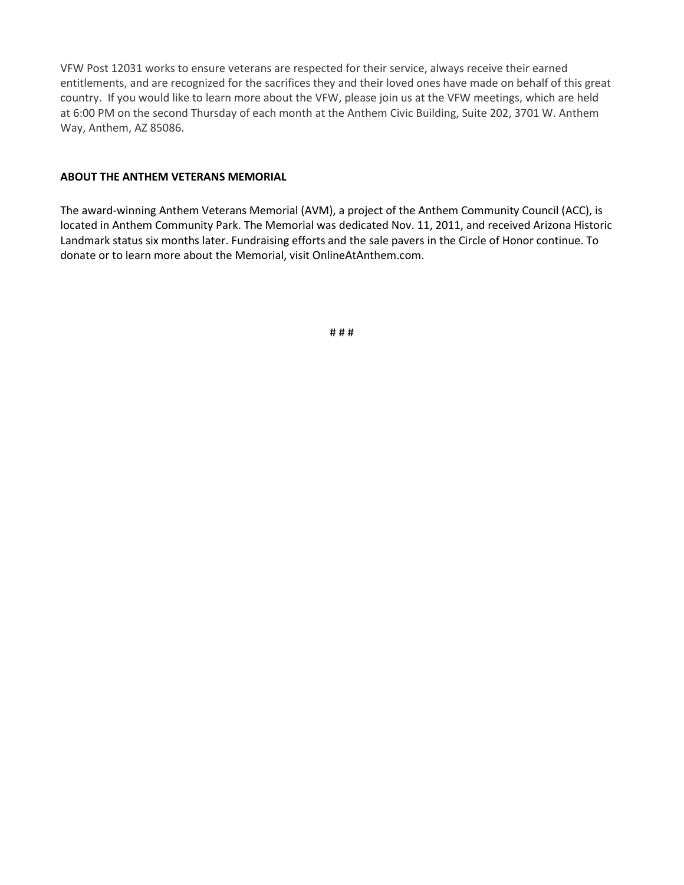VFW Post 12031 works to ensure veterans are respected for their service, always receive their earned entitlements, and are recognized for the sacrifices they and their loved ones have made on behalf of this great country. If you would like to learn more about the VFW, please join us at the VFW meetings, which are held at 6:00 PM on the second Thursday of each month at the Anthem Civic Building, Suite 202, 3701 W. Anthem Way, Anthem, AZ 85086.

**ABOUT THE ANTHEM VETERANS MEMORIAL**

The award-winning Anthem Veterans Memorial (AVM), a project of the Anthem Community Council (ACC), is located in Anthem Community Park. The Memorial was dedicated Nov. 11, 2011, and received Arizona Historic Landmark status six months later. Fundraising efforts and the sale pavers in the Circle of Honor continue. To donate or to learn more about the Memorial, visit OnlineAtAnthem.com.

# # #